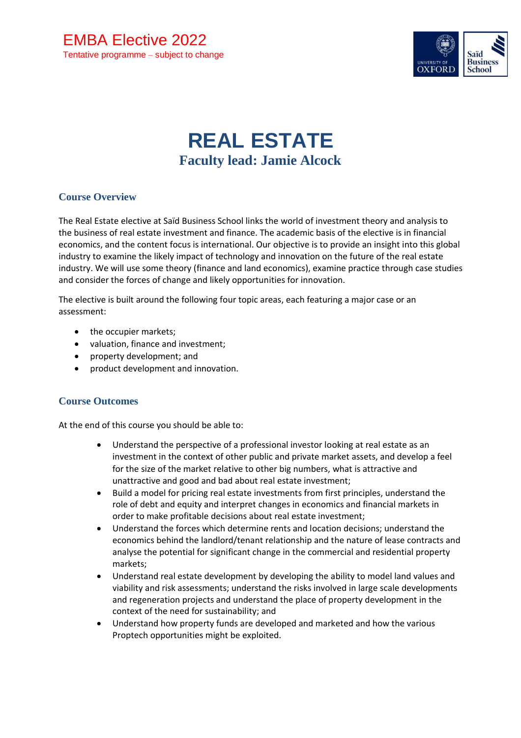EMBA Elective 2022

Tentative programme – subject to change

# REAL ESTATE

## Faculty lead: Jamie Alcock

### Course Overview

The Real Estate elective at Saïd Business School links the world of investment theory and analysis to the business of real estate investment and finance. The academic basis of the elective is in financial economics, and the content focus is international. Our objective is to provide an insight into this global industry to examine the likely impact of technology and innovation on the future of the real estate industry. We will use some theory (finance and land economics), examine practice through case studies and consider the forces of change and likely opportunities for innovation.

The elective is built around the following four topic areas, each featuring a major case or an assessment:

- the occupier markets;
- valuation, finance and investment;
- property development; and
- product development and innovation.

### Course Outcomes

At the end of this course you should be able to:

- Understand the perspective of a professional investor looking at real estate as an investment in the context of other public and private market assets, and develop a feel for the size of the market relative to other big numbers, what is attractive and unattractive and good and bad about real estate investment;
- Build a model for pricing real estate investments from first principles, understand the role of debt and equity and interpret changes in economics and financial markets in order to make profitable decisions about real estate investment;
- Understand the forces which determine rents and location decisions; understand the economics behind the landlord/tenant relationship and the nature of lease contracts and analyse the potential for significant change in the commercial and residential property markets;
- Understand real estate development by developing the ability to model land values and viability and risk assessments; understand the risks involved in large scale developments and regeneration projects and understand the place of property development in the context of the need for sustainability; and
- Understand how property funds are developed and marketed and how the various Proptech opportunities might be exploited.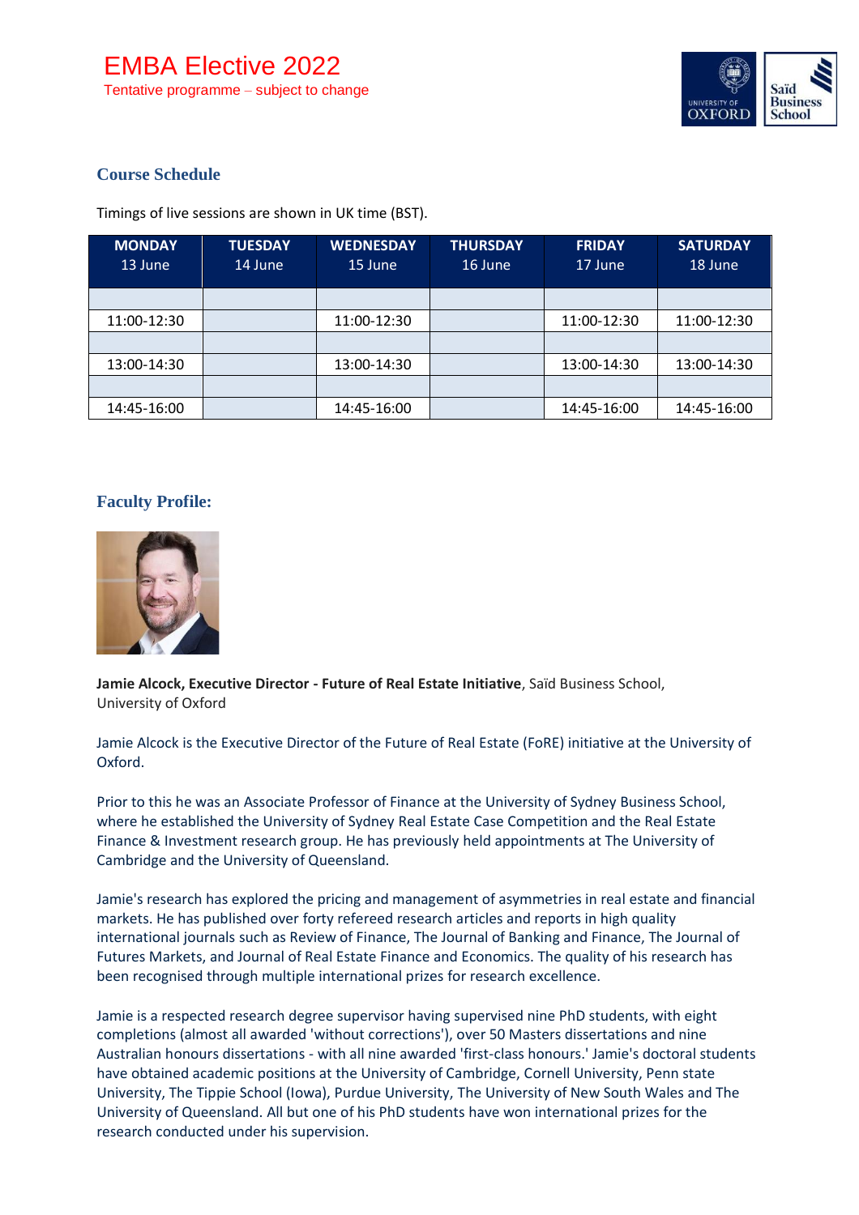# EMBA Elective 2022

Tentative programme – subject to change

## Course Schedule

Timings of live sessions are shown in UK time (BST).

| MONDAY 13 June | TUESDAY 14 June | WEDNESDAY 15 June | THURSDAY 16 June | FRIDAY 17 June | SATURDAY 18 June |
|---|---|---|---|---|---|
| | | | | | |
| 11:00-12:30 | | 11:00-12:30 | | 11:00-12:30 | 11:00-12:30 |
| | | | | | |
| 13:00-14:30 | | 13:00-14:30 | | 13:00-14:30 | 13:00-14:30 |
| | | | | | |
| 14:45-16:00 | | 14:45-16:00 | | 14:45-16:00 | 14:45-16:00 |

## Faculty Profile:

**Jamie Alcock, Executive Director - Future of Real Estate Initiative**, Saïd Business School, University of Oxford

Jamie Alcock is the Executive Director of the Future of Real Estate (FoRE) initiative at the University of Oxford.

Prior to this he was an Associate Professor of Finance at the University of Sydney Business School, where he established the University of Sydney Real Estate Case Competition and the Real Estate Finance & Investment research group. He has previously held appointments at The University of Cambridge and the University of Queensland.

Jamie's research has explored the pricing and management of asymmetries in real estate and financial markets. He has published over forty refereed research articles and reports in high quality international journals such as Review of Finance, The Journal of Banking and Finance, The Journal of Futures Markets, and Journal of Real Estate Finance and Economics. The quality of his research has been recognised through multiple international prizes for research excellence.

Jamie is a respected research degree supervisor having supervised nine PhD students, with eight completions (almost all awarded 'without corrections'), over 50 Masters dissertations and nine Australian honours dissertations - with all nine awarded 'first-class honours.' Jamie's doctoral students have obtained academic positions at the University of Cambridge, Cornell University, Penn state University, The Tippie School (Iowa), Purdue University, The University of New South Wales and The University of Queensland. All but one of his PhD students have won international prizes for the research conducted under his supervision.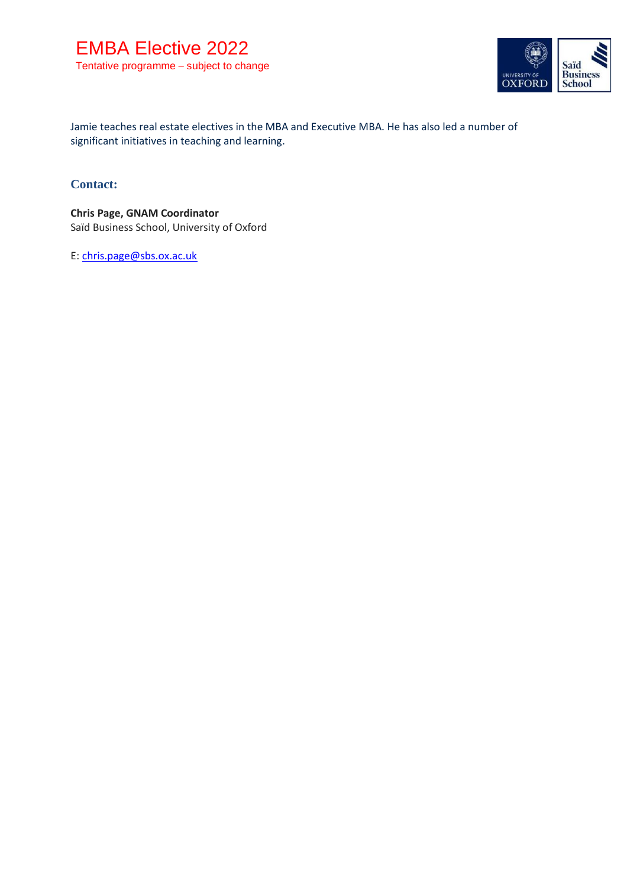Jamie teaches real estate electives in the MBA and Executive MBA. He has also led a number of significant initiatives in teaching and learning.

## Contact:

**Chris Page, GNAM Coordinator**
Saïd Business School, University of Oxford

E: chris.page@sbs.ox.ac.uk